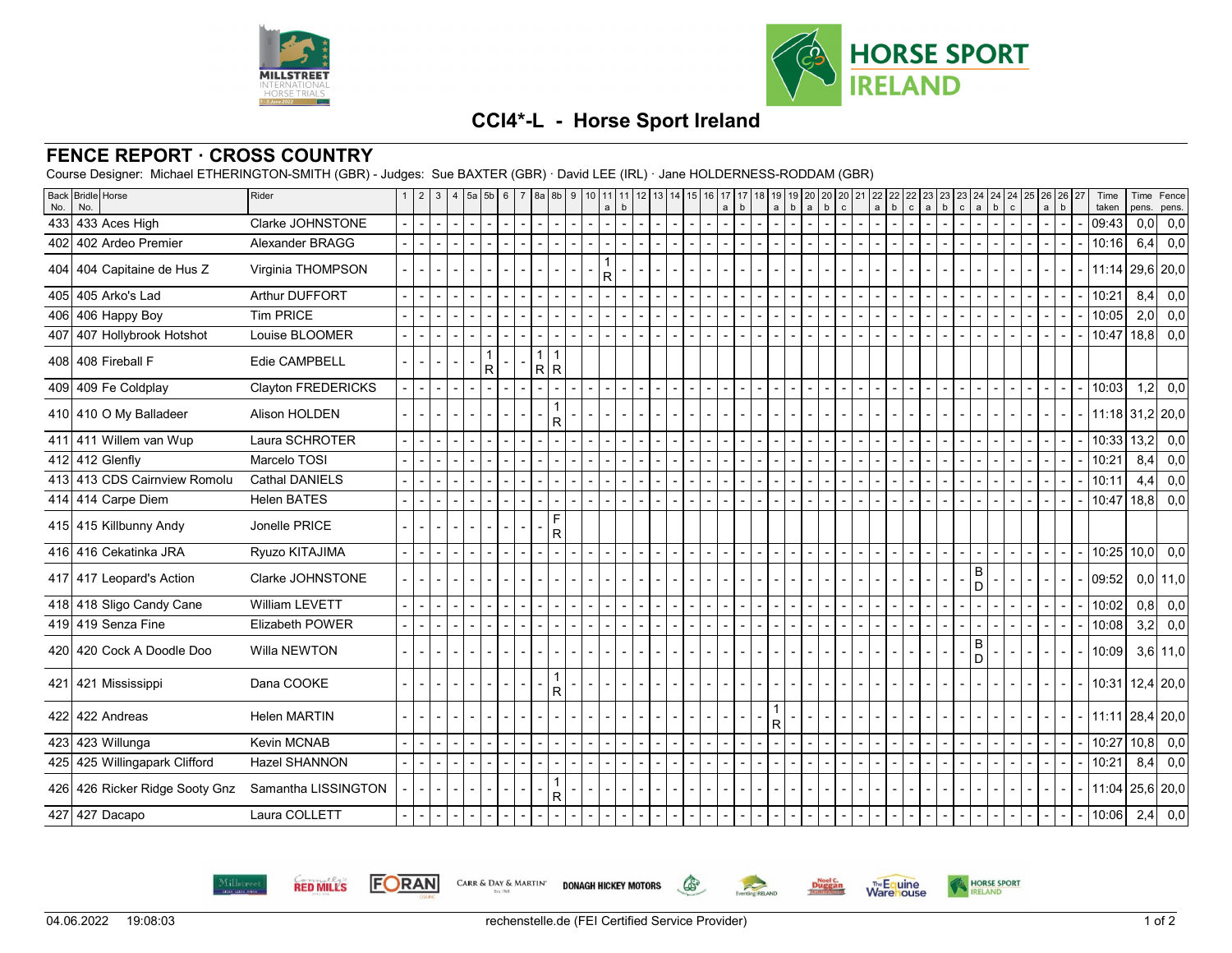# CCI4*-L - Horse Sport Ireland

## FENCE REPORT · CROSS COUNTRY

Course Designer: Michael ETHERINGTON-SMITH (GBR) - Judges: Sue BAXTER (GBR) · David LEE (IRL) · Jane HOLDERNESS-RODDAM (GBR)

| Back No. | Bridle No. | Horse | Rider | 1 | 2 | 3 | 4 | 5a | 5b | 6 | 7 | 8a | 8b | 9 | 10 | 11 a | 11 b | 12 | 13 | 14 | 15 | 16 | 17 a | 17 b | 18 | 19 a | 19 b | 20 a | 20 b | 20 c | 21 | 22 a | 22 b | 22 c | 23 a | 23 b | 23 c | 24 a | 24 b | 24 c | 25 | 26 a | 26 b | 27 | Time taken | Time pens. | Fence pens. |
|---|---|---|---|---|---|---|---|---|---|---|---|---|---|---|---|---|---|---|---|---|---|---|---|---|---|---|---|---|---|---|---|---|---|---|---|---|---|---|---|---|---|---|---|---|---|---|---|
| 433 | 433 | Aces High | Clarke JOHNSTONE | - | - | - | - | - | - | - | - | - | - | - | - | - | - | - | - | - | - | - | - | - | - | - | - | - | - | - | - | - | - | - | - | - | - | - | - | - | - | - | - | - | 09:43 | 0,0 | 0,0 |
| 402 | 402 | Ardeo Premier | Alexander BRAGG | - | - | - | - | - | - | - | - | - | - | - | - | - | - | - | - | - | - | - | - | - | - | - | - | - | - | - | - | - | - | - | - | - | - | - | - | - | - | - | - | - | 10:16 | 6,4 | 0,0 |
| 404 | 404 | Capitaine de Hus Z | Virginia THOMPSON | - | - | - | - | - | - | - | - | - | - | - | - | 1 R | - | - | - | - | - | - | - | - | - | - | - | - | - | - | - | - | - | - | - | - | - | - | - | - | - | - | - | - | 11:14 | 29,6 | 20,0 |
| 405 | 405 | Arko's Lad | Arthur DUFFORT | - | - | - | - | - | - | - | - | - | - | - | - | - | - | - | - | - | - | - | - | - | - | - | - | - | - | - | - | - | - | - | - | - | - | - | - | - | - | - | - | - | 10:21 | 8,4 | 0,0 |
| 406 | 406 | Happy Boy | Tim PRICE | - | - | - | - | - | - | - | - | - | - | - | - | - | - | - | - | - | - | - | - | - | - | - | - | - | - | - | - | - | - | - | - | - | - | - | - | - | - | - | - | - | 10:05 | 2,0 | 0,0 |
| 407 | 407 | Hollybrook Hotshot | Louise BLOOMER | - | - | - | - | - | - | - | - | - | - | - | - | - | - | - | - | - | - | - | - | - | - | - | - | - | - | - | - | - | - | - | - | - | - | - | - | - | - | - | - | - | 10:47 | 18,8 | 0,0 |
| 408 | 408 | Fireball F | Edie CAMPBELL | - | - | - | - | - | 1 R | - | - | 1 R | 1 R | | | | | | | | | | | | | | | | | | | | | | | | | | | | | | | | | | |
| 409 | 409 | Fe Coldplay | Clayton FREDERICKS | - | - | - | - | - | - | - | - | - | - | - | - | - | - | - | - | - | - | - | - | - | - | - | - | - | - | - | - | - | - | - | - | - | - | - | - | - | - | - | - | - | 10:03 | 1,2 | 0,0 |
| 410 | 410 | O My Balladeer | Alison HOLDEN | - | - | - | - | - | - | - | - | - | 1 R | - | - | - | - | - | - | - | - | - | - | - | - | - | - | - | - | - | - | - | - | - | - | - | - | - | - | - | - | - | - | - | 11:18 | 31,2 | 20,0 |
| 411 | 411 | Willem van Wup | Laura SCHROTER | - | - | - | - | - | - | - | - | - | - | - | - | - | - | - | - | - | - | - | - | - | - | - | - | - | - | - | - | - | - | - | - | - | - | - | - | - | - | - | - | - | 10:33 | 13,2 | 0,0 |
| 412 | 412 | Glenfly | Marcelo TOSI | - | - | - | - | - | - | - | - | - | - | - | - | - | - | - | - | - | - | - | - | - | - | - | - | - | - | - | - | - | - | - | - | - | - | - | - | - | - | - | - | - | 10:21 | 8,4 | 0,0 |
| 413 | 413 | CDS Cairnview Romolu | Cathal DANIELS | - | - | - | - | - | - | - | - | - | - | - | - | - | - | - | - | - | - | - | - | - | - | - | - | - | - | - | - | - | - | - | - | - | - | - | - | - | - | - | - | - | 10:11 | 4,4 | 0,0 |
| 414 | 414 | Carpe Diem | Helen BATES | - | - | - | - | - | - | - | - | - | - | - | - | - | - | - | - | - | - | - | - | - | - | - | - | - | - | - | - | - | - | - | - | - | - | - | - | - | - | - | - | - | 10:47 | 18,8 | 0,0 |
| 415 | 415 | Killbunny Andy | Jonelle PRICE | - | - | - | - | - | - | - | - | - | F R | | | | | | | | | | | | | | | | | | | | | | | | | | | | | | | | | | |
| 416 | 416 | Cekatinka JRA | Ryuzo KITAJIMA | - | - | - | - | - | - | - | - | - | - | - | - | - | - | - | - | - | - | - | - | - | - | - | - | - | - | - | - | - | - | - | - | - | - | - | - | - | - | - | - | - | 10:25 | 10,0 | 0,0 |
| 417 | 417 | Leopard's Action | Clarke JOHNSTONE | - | - | - | - | - | - | - | - | - | - | - | - | - | - | - | - | - | - | - | - | - | - | - | - | - | - | - | - | - | - | - | - | - | - | B D | - | - | - | - | - | - | 09:52 | 0,0 | 11,0 |
| 418 | 418 | Sligo Candy Cane | William LEVETT | - | - | - | - | - | - | - | - | - | - | - | - | - | - | - | - | - | - | - | - | - | - | - | - | - | - | - | - | - | - | - | - | - | - | - | - | - | - | - | - | - | 10:02 | 0,8 | 0,0 |
| 419 | 419 | Senza Fine | Elizabeth POWER | - | - | - | - | - | - | - | - | - | - | - | - | - | - | - | - | - | - | - | - | - | - | - | - | - | - | - | - | - | - | - | - | - | - | - | - | - | - | - | - | - | 10:08 | 3,2 | 0,0 |
| 420 | 420 | Cock A Doodle Doo | Willa NEWTON | - | - | - | - | - | - | - | - | - | - | - | - | - | - | - | - | - | - | - | - | - | - | - | - | - | - | - | - | - | - | - | - | - | - | B D | - | - | - | - | - | - | 10:09 | 3,6 | 11,0 |
| 421 | 421 | Mississippi | Dana COOKE | - | - | - | - | - | - | - | - | - | 1 R | - | - | - | - | - | - | - | - | - | - | - | - | - | - | - | - | - | - | - | - | - | - | - | - | - | - | - | - | - | - | - | 10:31 | 12,4 | 20,0 |
| 422 | 422 | Andreas | Helen MARTIN | - | - | - | - | - | - | - | - | - | - | - | - | - | - | - | - | - | - | - | - | - | - | 1 R | - | - | - | - | - | - | - | - | - | - | - | - | - | - | - | - | - | - | 11:11 | 28,4 | 20,0 |
| 423 | 423 | Willunga | Kevin MCNAB | - | - | - | - | - | - | - | - | - | - | - | - | - | - | - | - | - | - | - | - | - | - | - | - | - | - | - | - | - | - | - | - | - | - | - | - | - | - | - | - | - | 10:27 | 10,8 | 0,0 |
| 425 | 425 | Willingapark Clifford | Hazel SHANNON | - | - | - | - | - | - | - | - | - | - | - | - | - | - | - | - | - | - | - | - | - | - | - | - | - | - | - | - | - | - | - | - | - | - | - | - | - | - | - | - | - | 10:21 | 8,4 | 0,0 |
| 426 | 426 | Ricker Ridge Sooty Gnz | Samantha LISSINGTON | - | - | - | - | - | - | - | - | - | 1 R | - | - | - | - | - | - | - | - | - | - | - | - | - | - | - | - | - | - | - | - | - | - | - | - | - | - | - | - | - | - | - | 11:04 | 25,6 | 20,0 |
| 427 | 427 | Dacapo | Laura COLLETT | - | - | - | - | - | - | - | - | - | - | - | - | - | - | - | - | - | - | - | - | - | - | - | - | - | - | - | - | - | - | - | - | - | - | - | - | - | - | - | - | - | 10:06 | 2,4 | 0,0 |

04.06.2022 19:08:03 rechenstelle.de (FEI Certified Service Provider)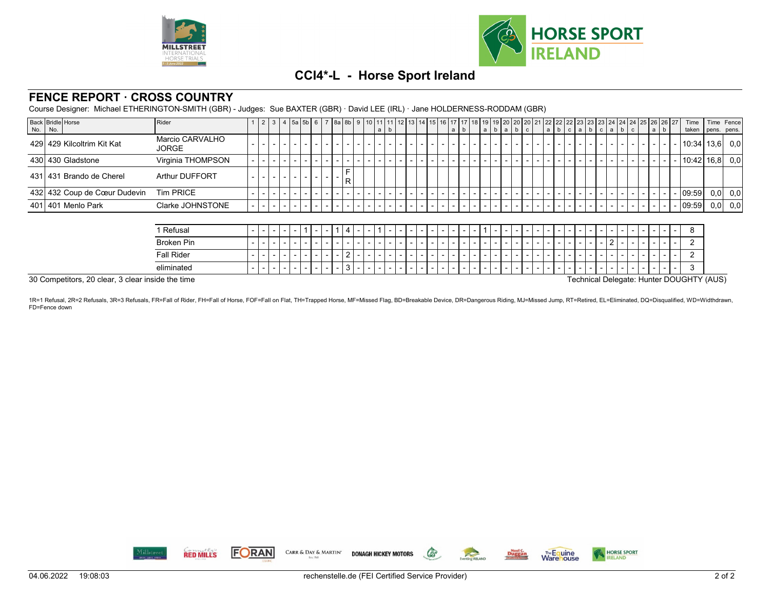## CCI4*-L - Horse Sport Ireland

## FENCE REPORT · CROSS COUNTRY

Course Designer: Michael ETHERINGTON-SMITH (GBR) - Judges: Sue BAXTER (GBR) · David LEE (IRL) · Jane HOLDERNESS-RODDAM (GBR)

| Back No. | Bridle No. | Horse | Rider | 1 | 2 | 3 | 4 | 5a | 5b | 6 | 7 | 8a | 8b | 9 | 10 | 11 a | 11 b | 12 | 13 | 14 | 15 | 16 | 17 a | 17 b | 18 | 19 a | 19 b | 20 a | 20 b | 20 c | 21 | 22 a | 22 b | 22 c | 23 a | 23 b | 23 c | 24 a | 24 b | 24 c | 25 | 26 a | 26 b | 27 | Time taken | Time pens. | Fence pens. |
|---|---|---|---|---|---|---|---|---|---|---|---|---|---|---|---|---|---|---|---|---|---|---|---|---|---|---|---|---|---|---|---|---|---|---|---|---|---|---|---|---|---|---|---|---|---|---|---|
| 429 | 429 | Kilcoltrim Kit Kat | Marcio CARVALHO JORGE | - | - | - | - | - | - | - | - | - | - | - | - | - | - | - | - | - | - | - | - | - | - | - | - | - | - | - | - | - | - | - | - | - | - | - | - | - | - | - | - | - | 10:34 | 13,6 | 0,0 |
| 430 | 430 | Gladstone | Virginia THOMPSON | - | - | - | - | - | - | - | - | - | - | - | - | - | - | - | - | - | - | - | - | - | - | - | - | - | - | - | - | - | - | - | - | - | - | - | - | - | - | - | - | - | 10:42 | 16,8 | 0,0 |
| 431 | 431 | Brando de Cherel | Arthur DUFFORT | - | - | - | - | - | - | - | - | - | FR | | | | | | | | | | | | | | | | | | | | | | | | | | | | | | | | | | |
| 432 | 432 | Coup de Cœur Dudevin | Tim PRICE | - | - | - | - | - | - | - | - | - | - | - | - | - | - | - | - | - | - | - | - | - | - | - | - | - | - | - | - | - | - | - | - | - | - | - | - | - | - | - | - | - | 09:59 | 0,0 | 0,0 |
| 401 | 401 | Menlo Park | Clarke JOHNSTONE | - | - | - | - | - | - | - | - | - | - | - | - | - | - | - | - | - | - | - | - | - | - | - | - | - | - | - | - | - | - | - | - | - | - | - | - | - | - | - | - | - | 09:59 | 0,0 | 0,0 |
| | | | 1 Refusal | - | - | - | - | - | 1 | - | - | 1 | 4 | - | - | 1 | - | - | - | - | - | - | - | - | - | 1 | - | - | - | - | - | - | - | - | - | - | - | - | - | - | - | - | - | - | 8 | | |
| | | | Broken Pin | - | - | - | - | - | - | - | - | - | - | - | - | - | - | - | - | - | - | - | - | - | - | - | - | - | - | - | - | - | - | - | - | - | - | 2 | - | - | - | - | - | - | 2 | | |
| | | | Fall Rider | - | - | - | - | - | - | - | - | - | 2 | - | - | - | - | - | - | - | - | - | - | - | - | - | - | - | - | - | - | - | - | - | - | - | - | - | - | - | - | - | - | - | 2 | | |
| | | | eliminated | - | - | - | - | - | - | - | - | - | 3 | - | - | - | - | - | - | - | - | - | - | - | - | - | - | - | - | - | - | - | - | - | - | - | - | - | - | - | - | - | - | - | 3 | | |

30 Competitors, 20 clear, 3 clear inside the time

Technical Delegate: Hunter DOUGHTY (AUS)

1R=1 Refusal, 2R=2 Refusals, 3R=3 Refusals, FR=Fall of Rider, FH=Fall of Horse, FOF=Fall on Flat, TH=Trapped Horse, MF=Missed Flag, BD=Breakable Device, DR=Dangerous Riding, MJ=Missed Jump, RT=Retired, EL=Eliminated, DQ=Disqualified, WD=Withdrawn, FD=Fence down

04.06.2022 19:08:03

rechenstelle.de (FEI Certified Service Provider)